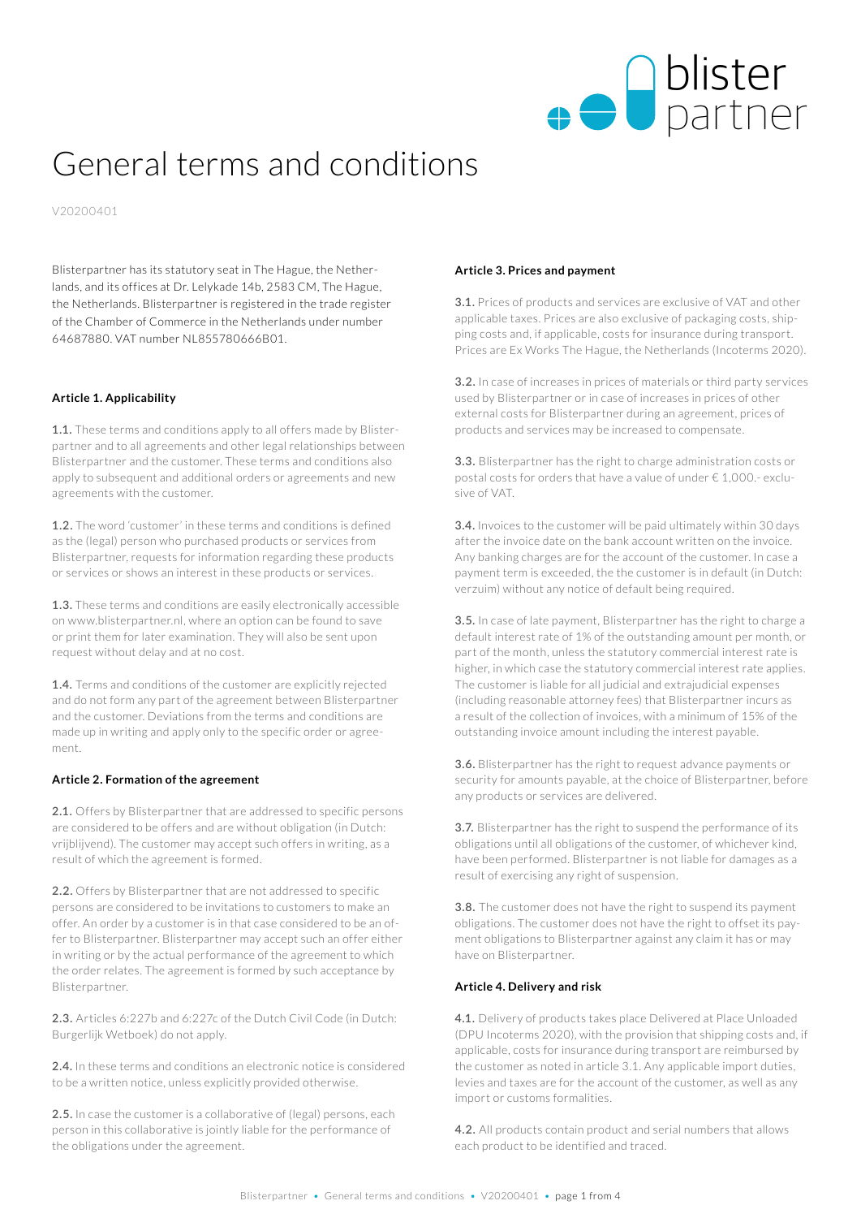# General terms and conditions

V20200401

Blisterpartner has its statutory seat in The Hague, the Netherlands, and its offices at Dr. Lelykade 14b, 2583 CM, The Hague, the Netherlands. Blisterpartner is registered in the trade register of the Chamber of Commerce in the Netherlands under number 64687880. VAT number NL855780666B01.

**Article 1. Applicability**

**1.1.** These terms and conditions apply to all offers made by Blisterpartner and to all agreements and other legal relationships between Blisterpartner and the customer. These terms and conditions also apply to subsequent and additional orders or agreements and new agreements with the customer.

**1.2.** The word 'customer' in these terms and conditions is defined as the (legal) person who purchased products or services from Blisterpartner, requests for information regarding these products or services or shows an interest in these products or services.

**1.3.** These terms and conditions are easily electronically accessible on www.blisterpartner.nl, where an option can be found to save or print them for later examination. They will also be sent upon request without delay and at no cost.

**1.4.** Terms and conditions of the customer are explicitly rejected and do not form any part of the agreement between Blisterpartner and the customer. Deviations from the terms and conditions are made up in writing and apply only to the specific order or agreement.

**Article 2. Formation of the agreement**

**2.1.** Offers by Blisterpartner that are addressed to specific persons are considered to be offers and are without obligation (in Dutch: vrijblijvend). The customer may accept such offers in writing, as a result of which the agreement is formed.

**2.2.** Offers by Blisterpartner that are not addressed to specific persons are considered to be invitations to customers to make an offer. An order by a customer is in that case considered to be an offer to Blisterpartner. Blisterpartner may accept such an offer either in writing or by the actual performance of the agreement to which the order relates. The agreement is formed by such acceptance by Blisterpartner.

**2.3.** Articles 6:227b and 6:227c of the Dutch Civil Code (in Dutch: Burgerlijk Wetboek) do not apply.

**2.4.** In these terms and conditions an electronic notice is considered to be a written notice, unless explicitly provided otherwise.

**2.5.** In case the customer is a collaborative of (legal) persons, each person in this collaborative is jointly liable for the performance of the obligations under the agreement.

**Article 3. Prices and payment**

**3.1.** Prices of products and services are exclusive of VAT and other applicable taxes. Prices are also exclusive of packaging costs, shipping costs and, if applicable, costs for insurance during transport. Prices are Ex Works The Hague, the Netherlands (Incoterms 2020).

**3.2.** In case of increases in prices of materials or third party services used by Blisterpartner or in case of increases in prices of other external costs for Blisterpartner during an agreement, prices of products and services may be increased to compensate.

**3.3.** Blisterpartner has the right to charge administration costs or postal costs for orders that have a value of under € 1,000.- exclusive of VAT.

**3.4.** Invoices to the customer will be paid ultimately within 30 days after the invoice date on the bank account written on the invoice. Any banking charges are for the account of the customer. In case a payment term is exceeded, the the customer is in default (in Dutch: verzuim) without any notice of default being required.

**3.5.** In case of late payment, Blisterpartner has the right to charge a default interest rate of 1% of the outstanding amount per month, or part of the month, unless the statutory commercial interest rate is higher, in which case the statutory commercial interest rate applies. The customer is liable for all judicial and extrajudicial expenses (including reasonable attorney fees) that Blisterpartner incurs as a result of the collection of invoices, with a minimum of 15% of the outstanding invoice amount including the interest payable.

**3.6.** Blisterpartner has the right to request advance payments or security for amounts payable, at the choice of Blisterpartner, before any products or services are delivered.

**3.7.** Blisterpartner has the right to suspend the performance of its obligations until all obligations of the customer, of whichever kind, have been performed. Blisterpartner is not liable for damages as a result of exercising any right of suspension.

**3.8.** The customer does not have the right to suspend its payment obligations. The customer does not have the right to offset its payment obligations to Blisterpartner against any claim it has or may have on Blisterpartner.

**Article 4. Delivery and risk**

**4.1.** Delivery of products takes place Delivered at Place Unloaded (DPU Incoterms 2020), with the provision that shipping costs and, if applicable, costs for insurance during transport are reimbursed by the customer as noted in article 3.1. Any applicable import duties, levies and taxes are for the account of the customer, as well as any import or customs formalities.

**4.2.** All products contain product and serial numbers that allows each product to be identified and traced.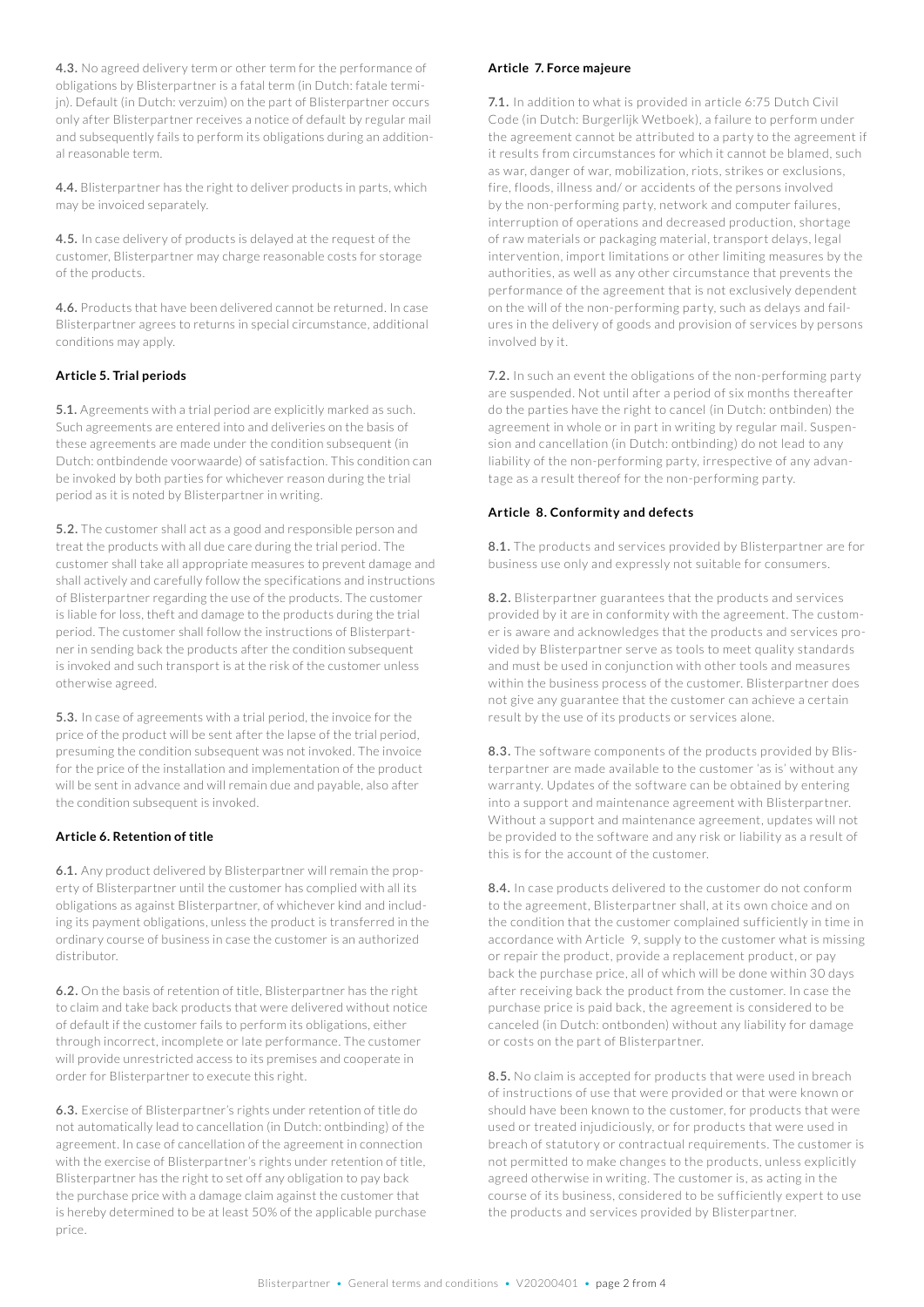**4.3.** No agreed delivery term or other term for the performance of obligations by Blisterpartner is a fatal term (in Dutch: fatale termijn). Default (in Dutch: verzuim) on the part of Blisterpartner occurs only after Blisterpartner receives a notice of default by regular mail and subsequently fails to perform its obligations during an additional reasonable term.

**4.4.** Blisterpartner has the right to deliver products in parts, which may be invoiced separately.

**4.5.** In case delivery of products is delayed at the request of the customer, Blisterpartner may charge reasonable costs for storage of the products.

**4.6.** Products that have been delivered cannot be returned. In case Blisterpartner agrees to returns in special circumstance, additional conditions may apply.

### Article 5. Trial periods

**5.1.** Agreements with a trial period are explicitly marked as such. Such agreements are entered into and deliveries on the basis of these agreements are made under the condition subsequent (in Dutch: ontbindende voorwaarde) of satisfaction. This condition can be invoked by both parties for whichever reason during the trial period as it is noted by Blisterpartner in writing.

**5.2.** The customer shall act as a good and responsible person and treat the products with all due care during the trial period. The customer shall take all appropriate measures to prevent damage and shall actively and carefully follow the specifications and instructions of Blisterpartner regarding the use of the products. The customer is liable for loss, theft and damage to the products during the trial period. The customer shall follow the instructions of Blisterpartner in sending back the products after the condition subsequent is invoked and such transport is at the risk of the customer unless otherwise agreed.

**5.3.** In case of agreements with a trial period, the invoice for the price of the product will be sent after the lapse of the trial period, presuming the condition subsequent was not invoked. The invoice for the price of the installation and implementation of the product will be sent in advance and will remain due and payable, also after the condition subsequent is invoked.

### Article 6. Retention of title

**6.1.** Any product delivered by Blisterpartner will remain the property of Blisterpartner until the customer has complied with all its obligations as against Blisterpartner, of whichever kind and including its payment obligations, unless the product is transferred in the ordinary course of business in case the customer is an authorized distributor.

**6.2.** On the basis of retention of title, Blisterpartner has the right to claim and take back products that were delivered without notice of default if the customer fails to perform its obligations, either through incorrect, incomplete or late performance. The customer will provide unrestricted access to its premises and cooperate in order for Blisterpartner to execute this right.

**6.3.** Exercise of Blisterpartner's rights under retention of title do not automatically lead to cancellation (in Dutch: ontbinding) of the agreement. In case of cancellation of the agreement in connection with the exercise of Blisterpartner's rights under retention of title, Blisterpartner has the right to set off any obligation to pay back the purchase price with a damage claim against the customer that is hereby determined to be at least 50% of the applicable purchase price.

### Article 7. Force majeure

**7.1.** In addition to what is provided in article 6:75 Dutch Civil Code (in Dutch: Burgerlijk Wetboek), a failure to perform under the agreement cannot be attributed to a party to the agreement if it results from circumstances for which it cannot be blamed, such as war, danger of war, mobilization, riots, strikes or exclusions, fire, floods, illness and/ or accidents of the persons involved by the non-performing party, network and computer failures, interruption of operations and decreased production, shortage of raw materials or packaging material, transport delays, legal intervention, import limitations or other limiting measures by the authorities, as well as any other circumstance that prevents the performance of the agreement that is not exclusively dependent on the will of the non-performing party, such as delays and failures in the delivery of goods and provision of services by persons involved by it.

**7.2.** In such an event the obligations of the non-performing party are suspended. Not until after a period of six months thereafter do the parties have the right to cancel (in Dutch: ontbinden) the agreement in whole or in part in writing by regular mail. Suspension and cancellation (in Dutch: ontbinding) do not lead to any liability of the non-performing party, irrespective of any advantage as a result thereof for the non-performing party.

### Article 8. Conformity and defects

**8.1.** The products and services provided by Blisterpartner are for business use only and expressly not suitable for consumers.

**8.2.** Blisterpartner guarantees that the products and services provided by it are in conformity with the agreement. The customer is aware and acknowledges that the products and services provided by Blisterpartner serve as tools to meet quality standards and must be used in conjunction with other tools and measures within the business process of the customer. Blisterpartner does not give any guarantee that the customer can achieve a certain result by the use of its products or services alone.

**8.3.** The software components of the products provided by Blisterpartner are made available to the customer 'as is' without any warranty. Updates of the software can be obtained by entering into a support and maintenance agreement with Blisterpartner. Without a support and maintenance agreement, updates will not be provided to the software and any risk or liability as a result of this is for the account of the customer.

**8.4.** In case products delivered to the customer do not conform to the agreement, Blisterpartner shall, at its own choice and on the condition that the customer complained sufficiently in time in accordance with Article 9, supply to the customer what is missing or repair the product, provide a replacement product, or pay back the purchase price, all of which will be done within 30 days after receiving back the product from the customer. In case the purchase price is paid back, the agreement is considered to be canceled (in Dutch: ontbonden) without any liability for damage or costs on the part of Blisterpartner.

**8.5.** No claim is accepted for products that were used in breach of instructions of use that were provided or that were known or should have been known to the customer, for products that were used or treated injudiciously, or for products that were used in breach of statutory or contractual requirements. The customer is not permitted to make changes to the products, unless explicitly agreed otherwise in writing. The customer is, as acting in the course of its business, considered to be sufficiently expert to use the products and services provided by Blisterpartner.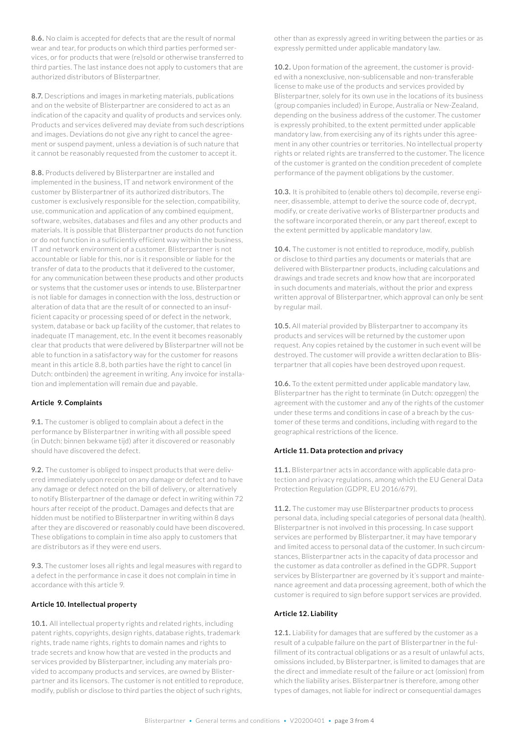**8.6.** No claim is accepted for defects that are the result of normal wear and tear, for products on which third parties performed services, or for products that were (re)sold or otherwise transferred to third parties. The last instance does not apply to customers that are authorized distributors of Blisterpartner.

**8.7.** Descriptions and images in marketing materials, publications and on the website of Blisterpartner are considered to act as an indication of the capacity and quality of products and services only. Products and services delivered may deviate from such descriptions and images. Deviations do not give any right to cancel the agreement or suspend payment, unless a deviation is of such nature that it cannot be reasonably requested from the customer to accept it.

**8.8.** Products delivered by Blisterpartner are installed and implemented in the business, IT and network environment of the customer by Blisterpartner of its authorized distributors. The customer is exclusively responsible for the selection, compatibility, use, communication and application of any combined equipment, software, websites, databases and files and any other products and materials. It is possible that Blisterpartner products do not function or do not function in a sufficiently efficient way within the business, IT and network environment of a customer. Blisterpartner is not accountable or liable for this, nor is it responsible or liable for the transfer of data to the products that it delivered to the customer, for any communication between these products and other products or systems that the customer uses or intends to use. Blisterpartner is not liable for damages in connection with the loss, destruction or alteration of data that are the result of or connected to an insufficient capacity or processing speed of or defect in the network, system, database or back up facility of the customer, that relates to inadequate IT management, etc. In the event it becomes reasonably clear that products that were delivered by Blisterpartner will not be able to function in a satisfactory way for the customer for reasons meant in this article 8.8, both parties have the right to cancel (in Dutch: ontbinden) the agreement in writing. Any invoice for installation and implementation will remain due and payable.

### Article 9. Complaints

**9.1.** The customer is obliged to complain about a defect in the performance by Blisterpartner in writing with all possible speed (in Dutch: binnen bekwame tijd) after it discovered or reasonably should have discovered the defect.

**9.2.** The customer is obliged to inspect products that were delivered immediately upon receipt on any damage or defect and to have any damage or defect noted on the bill of delivery, or alternatively to notify Blisterpartner of the damage or defect in writing within 72 hours after receipt of the product. Damages and defects that are hidden must be notified to Blisterpartner in writing within 8 days after they are discovered or reasonably could have been discovered. These obligations to complain in time also apply to customers that are distributors as if they were end users.

**9.3.** The customer loses all rights and legal measures with regard to a defect in the performance in case it does not complain in time in accordance with this article 9.

### Article 10. Intellectual property

**10.1.** All intellectual property rights and related rights, including patent rights, copyrights, design rights, database rights, trademark rights, trade name rights, rights to domain names and rights to trade secrets and know how that are vested in the products and services provided by Blisterpartner, including any materials provided to accompany products and services, are owned by Blisterpartner and its licensors. The customer is not entitled to reproduce, modify, publish or disclose to third parties the object of such rights, other than as expressly agreed in writing between the parties or as expressly permitted under applicable mandatory law.

**10.2.** Upon formation of the agreement, the customer is provided with a nonexclusive, non-sublicensable and non-transferable license to make use of the products and services provided by Blisterpartner, solely for its own use in the locations of its business (group companies included) in Europe, Australia or New-Zealand, depending on the business address of the customer. The customer is expressly prohibited, to the extent permitted under applicable mandatory law, from exercising any of its rights under this agreement in any other countries or territories. No intellectual property rights or related rights are transferred to the customer. The licence of the customer is granted on the condition precedent of complete performance of the payment obligations by the customer.

**10.3.** It is prohibited to (enable others to) decompile, reverse engineer, disassemble, attempt to derive the source code of, decrypt, modify, or create derivative works of Blisterpartner products and the software incorporated therein, or any part thereof, except to the extent permitted by applicable mandatory law.

**10.4.** The customer is not entitled to reproduce, modify, publish or disclose to third parties any documents or materials that are delivered with Blisterpartner products, including calculations and drawings and trade secrets and know how that are incorporated in such documents and materials, without the prior and express written approval of Blisterpartner, which approval can only be sent by regular mail.

**10.5.** All material provided by Blisterpartner to accompany its products and services will be returned by the customer upon request. Any copies retained by the customer in such event will be destroyed. The customer will provide a written declaration to Blisterpartner that all copies have been destroyed upon request.

**10.6.** To the extent permitted under applicable mandatory law, Blisterpartner has the right to terminate (in Dutch: opzeggen) the agreement with the customer and any of the rights of the customer under these terms and conditions in case of a breach by the customer of these terms and conditions, including with regard to the geographical restrictions of the licence.

### Article 11. Data protection and privacy

**11.1.** Blisterpartner acts in accordance with applicable data protection and privacy regulations, among which the EU General Data Protection Regulation (GDPR, EU 2016/679).

**11.2.** The customer may use Blisterpartner products to process personal data, including special categories of personal data (health). Blisterpartner is not involved in this processing. In case support services are performed by Blisterpartner, it may have temporary and limited access to personal data of the customer. In such circumstances, Blisterpartner acts in the capacity of data processor and the customer as data controller as defined in the GDPR. Support services by Blisterpartner are governed by it's support and maintenance agreement and data processing agreement, both of which the customer is required to sign before support services are provided.

### Article 12. Liability

**12.1.** Liability for damages that are suffered by the customer as a result of a culpable failure on the part of Blisterpartner in the fulfillment of its contractual obligations or as a result of unlawful acts, omissions included, by Blisterpartner, is limited to damages that are the direct and immediate result of the failure or act (omission) from which the liability arises. Blisterpartner is therefore, among other types of damages, not liable for indirect or consequential damages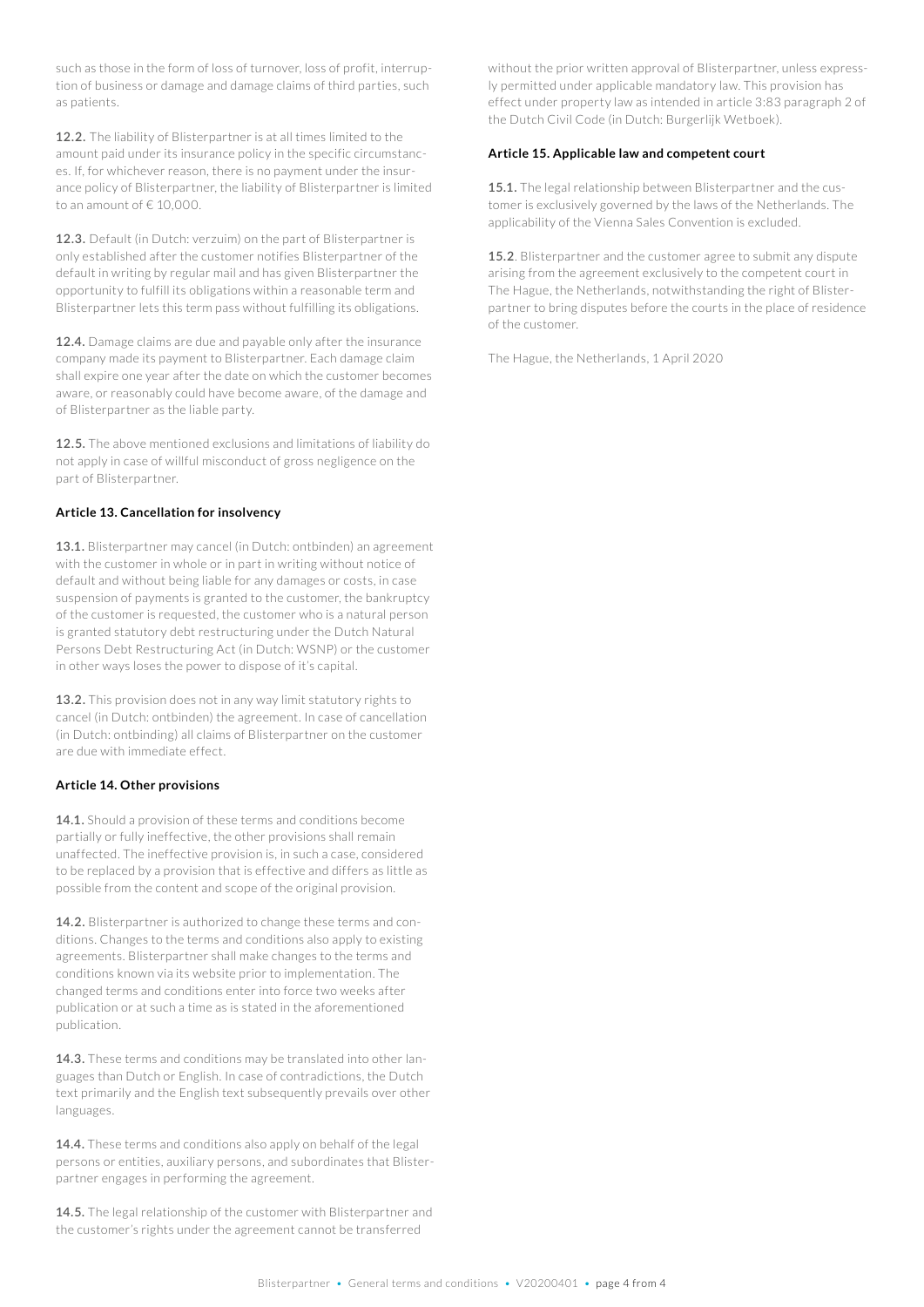such as those in the form of loss of turnover, loss of profit, interruption of business or damage and damage claims of third parties, such as patients.

**12.2.** The liability of Blisterpartner is at all times limited to the amount paid under its insurance policy in the specific circumstances. If, for whichever reason, there is no payment under the insurance policy of Blisterpartner, the liability of Blisterpartner is limited to an amount of € 10,000.

**12.3.** Default (in Dutch: verzuim) on the part of Blisterpartner is only established after the customer notifies Blisterpartner of the default in writing by regular mail and has given Blisterpartner the opportunity to fulfill its obligations within a reasonable term and Blisterpartner lets this term pass without fulfilling its obligations.

**12.4.** Damage claims are due and payable only after the insurance company made its payment to Blisterpartner. Each damage claim shall expire one year after the date on which the customer becomes aware, or reasonably could have become aware, of the damage and of Blisterpartner as the liable party.

**12.5.** The above mentioned exclusions and limitations of liability do not apply in case of willful misconduct of gross negligence on the part of Blisterpartner.

**Article 13. Cancellation for insolvency**

**13.1.** Blisterpartner may cancel (in Dutch: ontbinden) an agreement with the customer in whole or in part in writing without notice of default and without being liable for any damages or costs, in case suspension of payments is granted to the customer, the bankruptcy of the customer is requested, the customer who is a natural person is granted statutory debt restructuring under the Dutch Natural Persons Debt Restructuring Act (in Dutch: WSNP) or the customer in other ways loses the power to dispose of it's capital.

**13.2.** This provision does not in any way limit statutory rights to cancel (in Dutch: ontbinden) the agreement. In case of cancellation (in Dutch: ontbinding) all claims of Blisterpartner on the customer are due with immediate effect.

**Article 14. Other provisions**

**14.1.** Should a provision of these terms and conditions become partially or fully ineffective, the other provisions shall remain unaffected. The ineffective provision is, in such a case, considered to be replaced by a provision that is effective and differs as little as possible from the content and scope of the original provision.

**14.2.** Blisterpartner is authorized to change these terms and conditions. Changes to the terms and conditions also apply to existing agreements. Blisterpartner shall make changes to the terms and conditions known via its website prior to implementation. The changed terms and conditions enter into force two weeks after publication or at such a time as is stated in the aforementioned publication.

**14.3.** These terms and conditions may be translated into other languages than Dutch or English. In case of contradictions, the Dutch text primarily and the English text subsequently prevails over other languages.

**14.4.** These terms and conditions also apply on behalf of the legal persons or entities, auxiliary persons, and subordinates that Blisterpartner engages in performing the agreement.

**14.5.** The legal relationship of the customer with Blisterpartner and the customer's rights under the agreement cannot be transferred without the prior written approval of Blisterpartner, unless expressly permitted under applicable mandatory law. This provision has effect under property law as intended in article 3:83 paragraph 2 of the Dutch Civil Code (in Dutch: Burgerlijk Wetboek).

**Article 15. Applicable law and competent court**

**15.1.** The legal relationship between Blisterpartner and the customer is exclusively governed by the laws of the Netherlands. The applicability of the Vienna Sales Convention is excluded.

**15.2**. Blisterpartner and the customer agree to submit any dispute arising from the agreement exclusively to the competent court in The Hague, the Netherlands, notwithstanding the right of Blisterpartner to bring disputes before the courts in the place of residence of the customer.

The Hague, the Netherlands, 1 April 2020